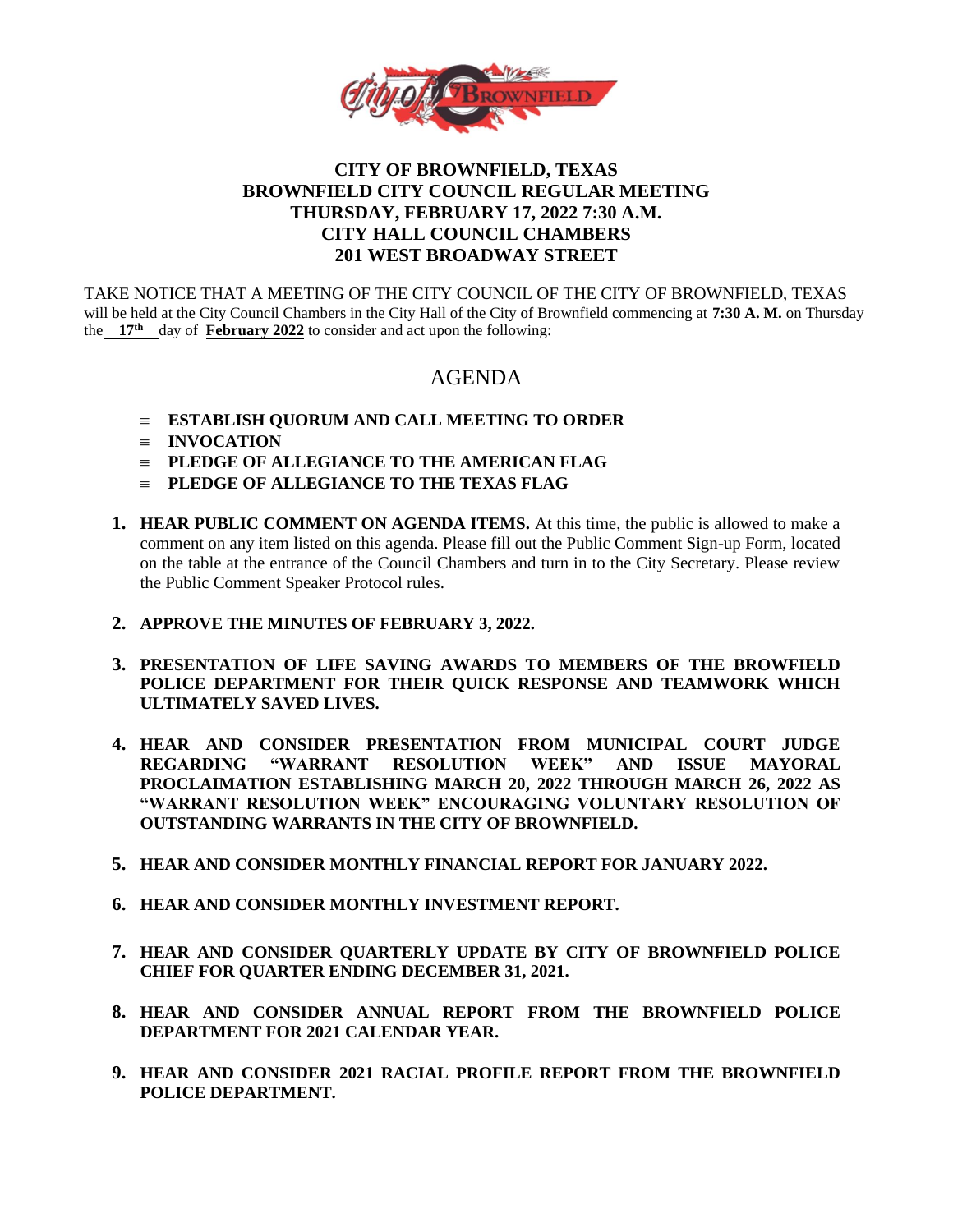# CITY OF BROWNFIELD, TEXAS
## BROWNFIELD CITY COUNCIL REGULAR MEETING
## THURSDAY, FEBRUARY 17, 2022 7:30 A.M.
## CITY HALL COUNCIL CHAMBERS
## 201 WEST BROADWAY STREET

TAKE NOTICE THAT A MEETING OF THE CITY COUNCIL OF THE CITY OF BROWNFIELD, TEXAS will be held at the City Council Chambers in the City Hall of the City of Brownfield commencing at **7:30 A. M.** on Thursday the **17th** day of **February 2022** to consider and act upon the following:

## AGENDA

- **ESTABLISH QUORUM AND CALL MEETING TO ORDER**
- **INVOCATION**
- **PLEDGE OF ALLEGIANCE TO THE AMERICAN FLAG**
- **PLEDGE OF ALLEGIANCE TO THE TEXAS FLAG**

1. **HEAR PUBLIC COMMENT ON AGENDA ITEMS.** At this time, the public is allowed to make a comment on any item listed on this agenda. Please fill out the Public Comment Sign-up Form, located on the table at the entrance of the Council Chambers and turn in to the City Secretary. Please review the Public Comment Speaker Protocol rules.

2. **APPROVE THE MINUTES OF FEBRUARY 3, 2022.**

3. **PRESENTATION OF LIFE SAVING AWARDS TO MEMBERS OF THE BROWFIELD POLICE DEPARTMENT FOR THEIR QUICK RESPONSE AND TEAMWORK WHICH ULTIMATELY SAVED LIVES.**

4. **HEAR AND CONSIDER PRESENTATION FROM MUNICIPAL COURT JUDGE REGARDING "WARRANT RESOLUTION WEEK" AND ISSUE MAYORAL PROCLAIMATION ESTABLISHING MARCH 20, 2022 THROUGH MARCH 26, 2022 AS "WARRANT RESOLUTION WEEK" ENCOURAGING VOLUNTARY RESOLUTION OF OUTSTANDING WARRANTS IN THE CITY OF BROWNFIELD.**

5. **HEAR AND CONSIDER MONTHLY FINANCIAL REPORT FOR JANUARY 2022.**

6. **HEAR AND CONSIDER MONTHLY INVESTMENT REPORT.**

7. **HEAR AND CONSIDER QUARTERLY UPDATE BY CITY OF BROWNFIELD POLICE CHIEF FOR QUARTER ENDING DECEMBER 31, 2021.**

8. **HEAR AND CONSIDER ANNUAL REPORT FROM THE BROWNFIELD POLICE DEPARTMENT FOR 2021 CALENDAR YEAR.**

9. **HEAR AND CONSIDER 2021 RACIAL PROFILE REPORT FROM THE BROWNFIELD POLICE DEPARTMENT.**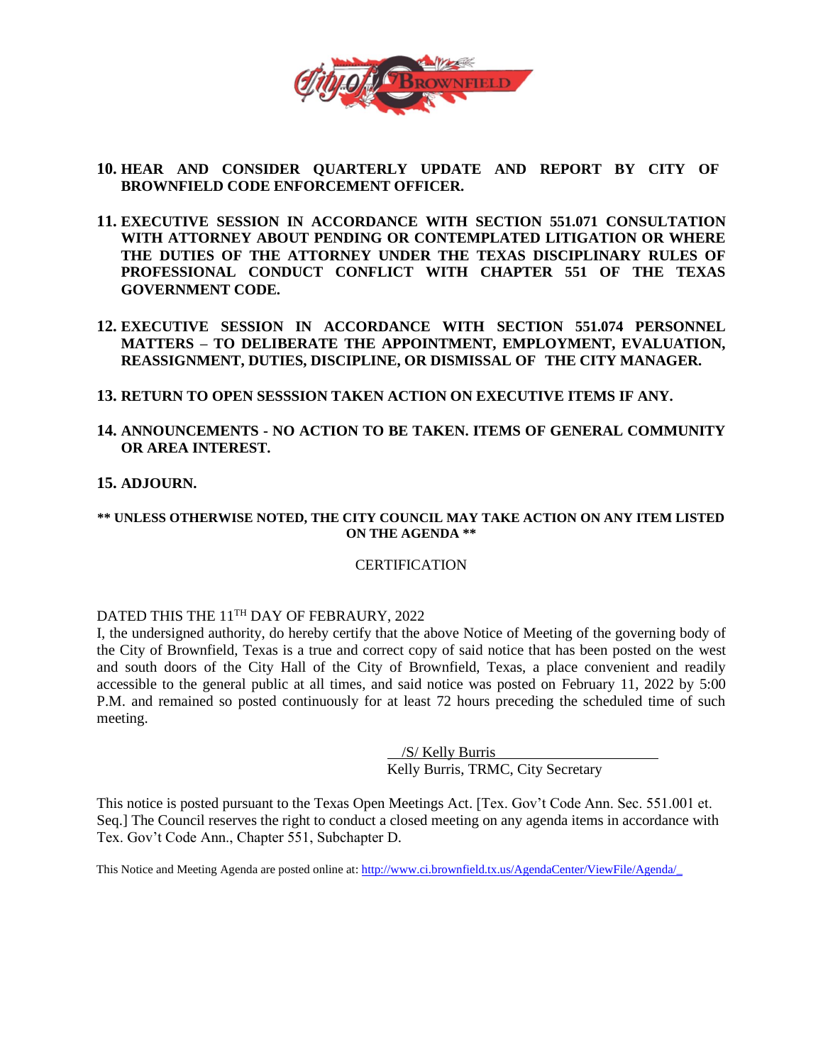**10. HEAR AND CONSIDER QUARTERLY UPDATE AND REPORT BY CITY OF BROWNFIELD CODE ENFORCEMENT OFFICER.**

**11. EXECUTIVE SESSION IN ACCORDANCE WITH SECTION 551.071 CONSULTATION WITH ATTORNEY ABOUT PENDING OR CONTEMPLATED LITIGATION OR WHERE THE DUTIES OF THE ATTORNEY UNDER THE TEXAS DISCIPLINARY RULES OF PROFESSIONAL CONDUCT CONFLICT WITH CHAPTER 551 OF THE TEXAS GOVERNMENT CODE.**

**12. EXECUTIVE SESSION IN ACCORDANCE WITH SECTION 551.074 PERSONNEL MATTERS – TO DELIBERATE THE APPOINTMENT, EMPLOYMENT, EVALUATION, REASSIGNMENT, DUTIES, DISCIPLINE, OR DISMISSAL OF THE CITY MANAGER.**

**13. RETURN TO OPEN SESSSION TAKEN ACTION ON EXECUTIVE ITEMS IF ANY.**

**14. ANNOUNCEMENTS - NO ACTION TO BE TAKEN. ITEMS OF GENERAL COMMUNITY OR AREA INTEREST.**

**15. ADJOURN.**

**** UNLESS OTHERWISE NOTED, THE CITY COUNCIL MAY TAKE ACTION ON ANY ITEM LISTED ON THE AGENDA ****

CERTIFICATION

DATED THIS THE 11TH DAY OF FEBRAURY, 2022

I, the undersigned authority, do hereby certify that the above Notice of Meeting of the governing body of the City of Brownfield, Texas is a true and correct copy of said notice that has been posted on the west and south doors of the City Hall of the City of Brownfield, Texas, a place convenient and readily accessible to the general public at all times, and said notice was posted on February 11, 2022 by 5:00 P.M. and remained so posted continuously for at least 72 hours preceding the scheduled time of such meeting.

/S/ Kelly Burris

Kelly Burris, TRMC, City Secretary

This notice is posted pursuant to the Texas Open Meetings Act. [Tex. Gov't Code Ann. Sec. 551.001 et. Seq.] The Council reserves the right to conduct a closed meeting on any agenda items in accordance with Tex. Gov't Code Ann., Chapter 551, Subchapter D.

This Notice and Meeting Agenda are posted online at: http://www.ci.brownfield.tx.us/AgendaCenter/ViewFile/Agenda/_